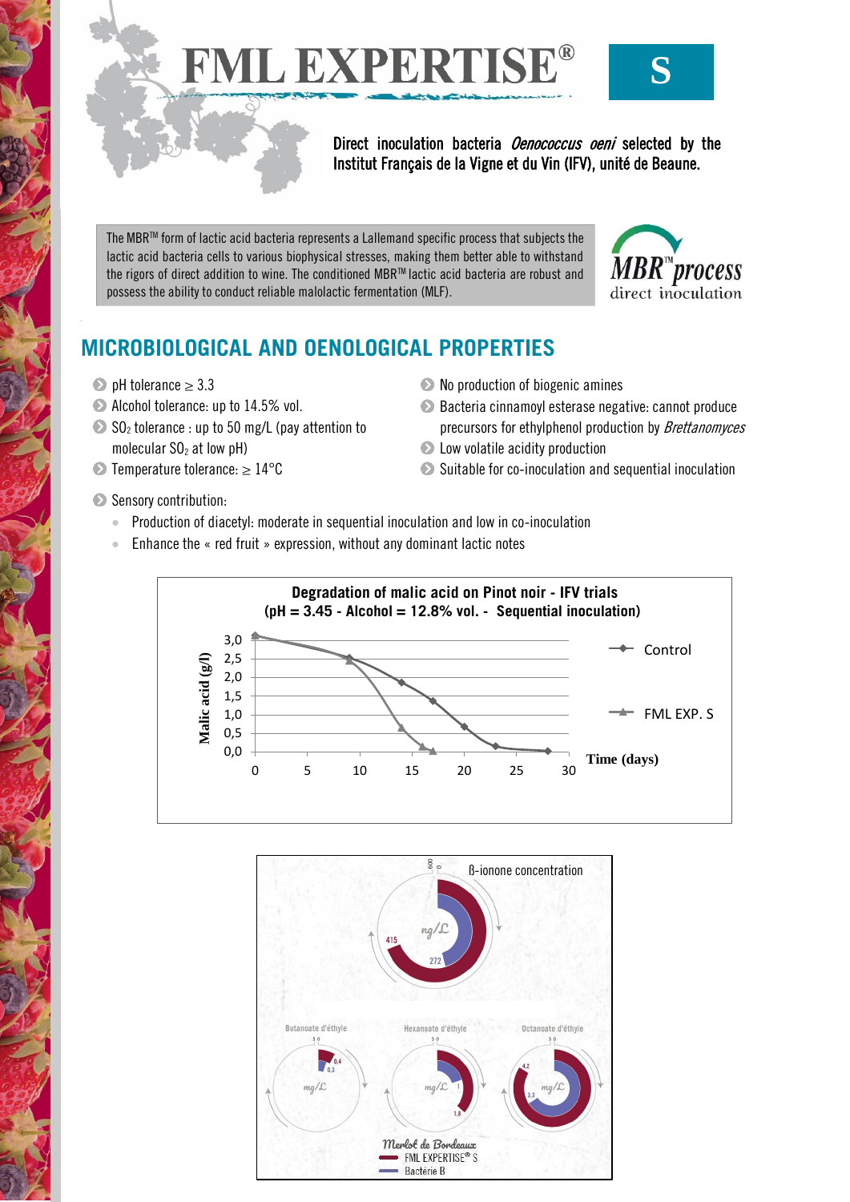# FML EXPERTISE® S

Direct inoculation bacteria *Oenococcus oeni* selected by the Institut Français de la Vigne et du Vin (IFV), unité de Beaune.

The MBR™ form of lactic acid bacteria represents a Lallemand specific process that subjects the lactic acid bacteria cells to various biophysical stresses, making them better able to withstand the rigors of direct addition to wine. The conditioned MBR™ lactic acid bacteria are robust and possess the ability to conduct reliable malolactic fermentation (MLF).

MBR™ process direct inoculation

## MICROBIOLOGICAL AND OENOLOGICAL PROPERTIES

- pH tolerance ≥ 3.3
- Alcohol tolerance: up to 14.5% vol.
- $SO_2$ tolerance : up to 50 mg/L (pay attention to molecular $SO_2$ at low pH)
- Temperature tolerance: ≥ 14°C
- No production of biogenic amines
- Bacteria cinnamoyl esterase negative: cannot produce precursors for ethylphenol production by *Brettanomyces*
- Low volatile acidity production
- Suitable for co-inoculation and sequential inoculation
- Sensory contribution:
  - Production of diacetyl: moderate in sequential inoculation and low in co-inoculation
  - Enhance the « red fruit » expression, without any dominant lactic notes

**Degradation of malic acid on Pinot noir - IFV trials (pH = 3.45 - Alcohol = 12.8% vol. - Sequential inoculation)**

Malic acid (g/l) vs. Time (days); series: Control, FML EXP. S

ß-ionone concentration (ng/L): FML EXPERTISE® S 415; Bactérie B 272

Butanoate d'éthyle (mg/L): 0,4 / 0,3 — Hexanoate d'éthyle (mg/L): 1,8 / 1 — Octanoate d'éthyle (mg/L): 4,2 / 3,3

Merlot de Bordeaux — FML EXPERTISE® S — Bactérie B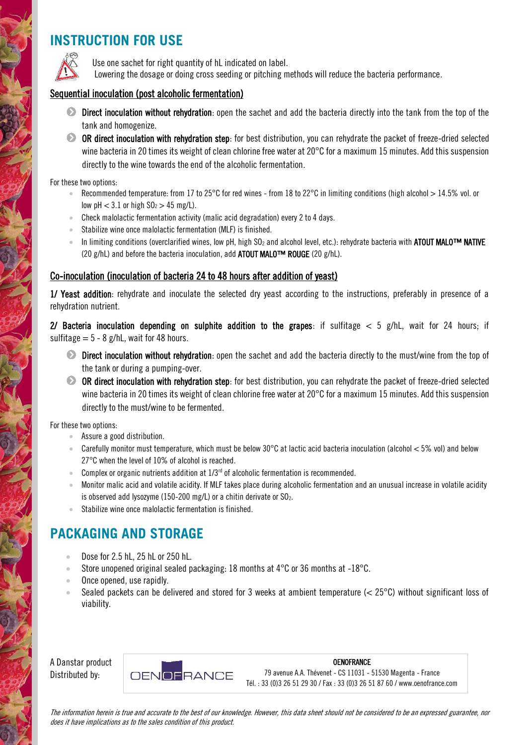## INSTRUCTION FOR USE

Use one sachet for right quantity of hL indicated on label.
Lowering the dosage or doing cross seeding or pitching methods will reduce the bacteria performance.

### Sequential inoculation (post alcoholic fermentation)

- **Direct inoculation without rehydration**: open the sachet and add the bacteria directly into the tank from the top of the tank and homogenize.
- **OR direct inoculation with rehydration step**: for best distribution, you can rehydrate the packet of freeze-dried selected wine bacteria in 20 times its weight of clean chlorine free water at 20°C for a maximum 15 minutes. Add this suspension directly to the wine towards the end of the alcoholic fermentation.

For these two options:

- Recommended temperature: from 17 to 25°C for red wines - from 18 to 22°C in limiting conditions (high alcohol > 14.5% vol. or low pH < 3.1 or high $SO_2$ > 45 mg/L).
- Check malolactic fermentation activity (malic acid degradation) every 2 to 4 days.
- Stabilize wine once malolactic fermentation (MLF) is finished.
- In limiting conditions (overclarified wines, low pH, high $SO_2$ and alcohol level, etc.): rehydrate bacteria with **ATOUT MALO™ NATIVE** (20 g/hL) and before the bacteria inoculation, add **ATOUT MALO™ ROUGE** (20 g/hL).

### Co-inoculation (inoculation of bacteria 24 to 48 hours after addition of yeast)

**1/ Yeast addition**: rehydrate and inoculate the selected dry yeast according to the instructions, preferably in presence of a rehydration nutrient.

**2/ Bacteria inoculation depending on sulphite addition to the grapes**: if sulfitage < 5 g/hL, wait for 24 hours; if sulfitage = 5 - 8 g/hL, wait for 48 hours.

- **Direct inoculation without rehydration**: open the sachet and add the bacteria directly to the must/wine from the top of the tank or during a pumping-over.
- **OR direct inoculation with rehydration step**: for best distribution, you can rehydrate the packet of freeze-dried selected wine bacteria in 20 times its weight of clean chlorine free water at 20°C for a maximum 15 minutes. Add this suspension directly to the must/wine to be fermented.

For these two options:

- Assure a good distribution.
- Carefully monitor must temperature, which must be below 30°C at lactic acid bacteria inoculation (alcohol < 5% vol) and below 27°C when the level of 10% of alcohol is reached.
- Complex or organic nutrients addition at 1/3rd of alcoholic fermentation is recommended.
- Monitor malic acid and volatile acidity. If MLF takes place during alcoholic fermentation and an unusual increase in volatile acidity is observed add lysozyme (150-200 mg/L) or a chitin derivate or $SO_2$.
- Stabilize wine once malolactic fermentation is finished.

## PACKAGING AND STORAGE

- Dose for 2.5 hL, 25 hL or 250 hL.
- Store unopened original sealed packaging: 18 months at 4°C or 36 months at -18°C.
- Once opened, use rapidly.
- Sealed packets can be delivered and stored for 3 weeks at ambient temperature (< 25°C) without significant loss of viability.

A Danstar product
Distributed by:

**OENOFRANCE**
79 avenue A.A. Thévenet - CS 11031 - 51530 Magenta - France
Tél. : 33 (0)3 26 51 29 30 / Fax : 33 (0)3 26 51 87 60 / www.oenofrance.com

*The information herein is true and accurate to the best of our knowledge. However, this data sheet should not be considered to be an expressed guarantee, nor does it have implications as to the sales condition of this product.*